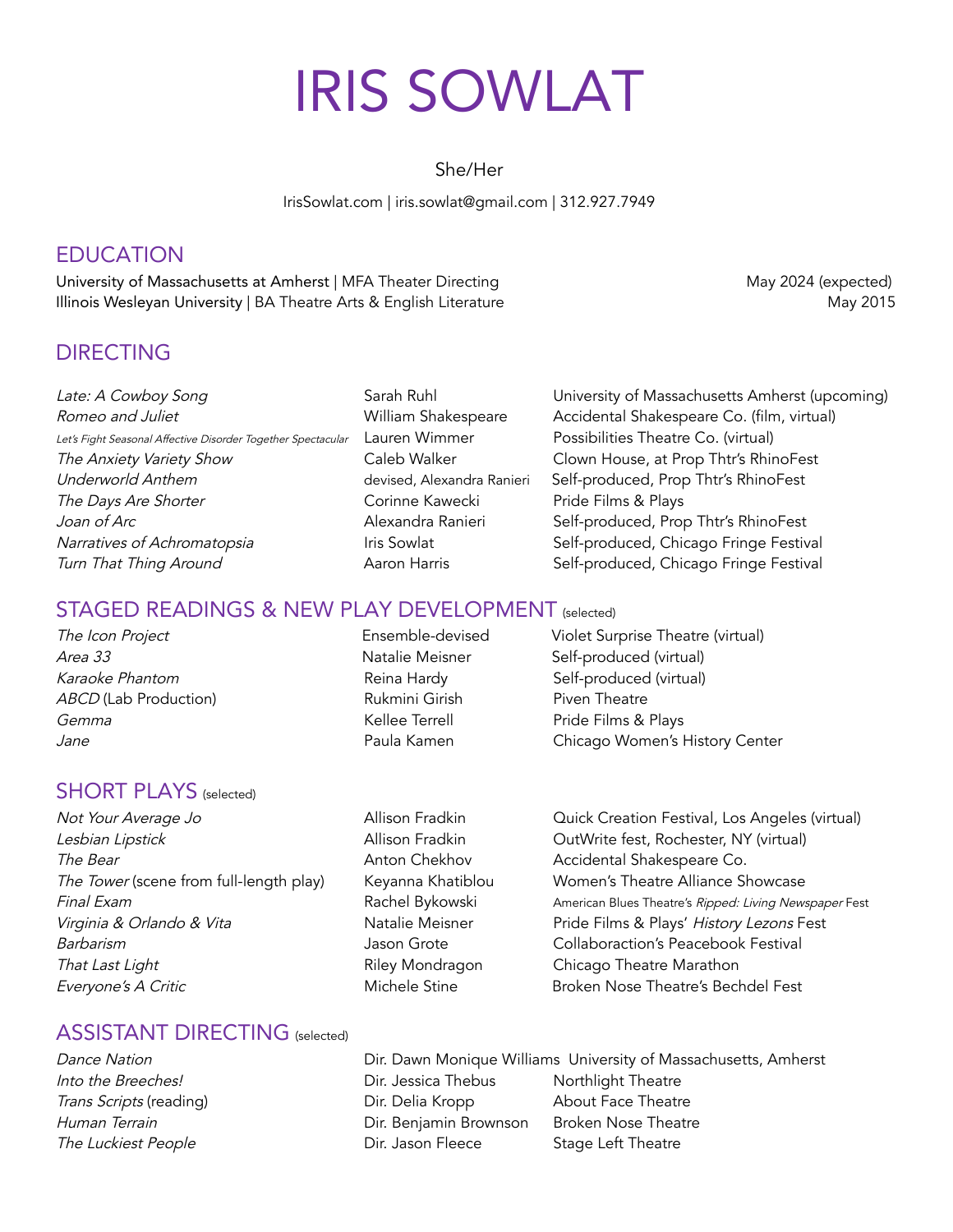# IRIS SOWLAT

She/Her

IrisSowlat.com | iris.sowlat@gmail.com | 312.927.7949

## EDUCATION

| | |
|---|---|
| University of Massachusetts at Amherst \| MFA Theater Directing | May 2024 (expected) |
| Illinois Wesleyan University \| BA Theatre Arts & English Literature | May 2015 |

## DIRECTING

| | | |
|---|---|---|
| *Late: A Cowboy Song* | Sarah Ruhl | University of Massachusetts Amherst (upcoming) |
| *Romeo and Juliet* | William Shakespeare | Accidental Shakespeare Co. (film, virtual) |
| *Let's Fight Seasonal Affective Disorder Together Spectacular* | Lauren Wimmer | Possibilities Theatre Co. (virtual) |
| *The Anxiety Variety Show* | Caleb Walker | Clown House, at Prop Thtr's RhinoFest |
| *Underworld Anthem* | devised, Alexandra Ranieri | Self-produced, Prop Thtr's RhinoFest |
| *The Days Are Shorter* | Corinne Kawecki | Pride Films & Plays |
| *Joan of Arc* | Alexandra Ranieri | Self-produced, Prop Thtr's RhinoFest |
| *Narratives of Achromatopsia* | Iris Sowlat | Self-produced, Chicago Fringe Festival |
| *Turn That Thing Around* | Aaron Harris | Self-produced, Chicago Fringe Festival |

## STAGED READINGS & NEW PLAY DEVELOPMENT (selected)

| | | |
|---|---|---|
| *The Icon Project* | Ensemble-devised | Violet Surprise Theatre (virtual) |
| *Area 33* | Natalie Meisner | Self-produced (virtual) |
| *Karaoke Phantom* | Reina Hardy | Self-produced (virtual) |
| *ABCD* (Lab Production) | Rukmini Girish | Piven Theatre |
| *Gemma* | Kellee Terrell | Pride Films & Plays |
| *Jane* | Paula Kamen | Chicago Women's History Center |

## SHORT PLAYS (selected)

| | | |
|---|---|---|
| *Not Your Average Jo* | Allison Fradkin | Quick Creation Festival, Los Angeles (virtual) |
| *Lesbian Lipstick* | Allison Fradkin | OutWrite fest, Rochester, NY (virtual) |
| *The Bear* | Anton Chekhov | Accidental Shakespeare Co. |
| *The Tower* (scene from full-length play) | Keyanna Khatiblou | Women's Theatre Alliance Showcase |
| *Final Exam* | Rachel Bykowski | American Blues Theatre's *Ripped: Living Newspaper* Fest |
| *Virginia & Orlando & Vita* | Natalie Meisner | Pride Films & Plays' *History Lezons* Fest |
| *Barbarism* | Jason Grote | Collaboraction's Peacebook Festival |
| *That Last Light* | Riley Mondragon | Chicago Theatre Marathon |
| *Everyone's A Critic* | Michele Stine | Broken Nose Theatre's Bechdel Fest |

## ASSISTANT DIRECTING (selected)

| | | |
|---|---|---|
| *Dance Nation* | Dir. Dawn Monique Williams | University of Massachusetts, Amherst |
| *Into the Breeches!* | Dir. Jessica Thebus | Northlight Theatre |
| *Trans Scripts* (reading) | Dir. Delia Kropp | About Face Theatre |
| *Human Terrain* | Dir. Benjamin Brownson | Broken Nose Theatre |
| *The Luckiest People* | Dir. Jason Fleece | Stage Left Theatre |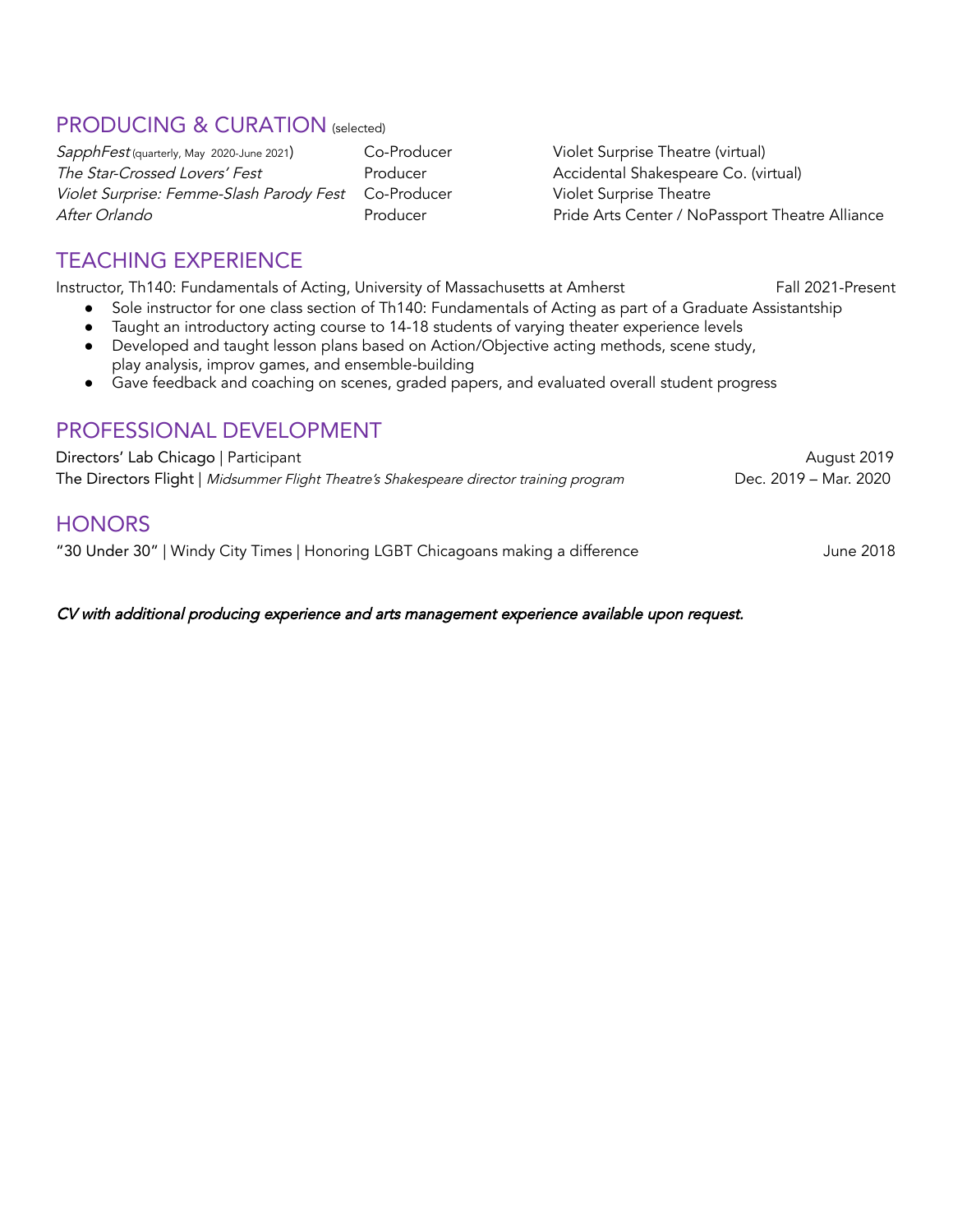## PRODUCING & CURATION (selected)

| | | |
|---|---|---|
| *SapphFest* (quarterly, May 2020-June 2021) | Co-Producer | Violet Surprise Theatre (virtual) |
| *The Star-Crossed Lovers' Fest* | Producer | Accidental Shakespeare Co. (virtual) |
| *Violet Surprise: Femme-Slash Parody Fest* | Co-Producer | Violet Surprise Theatre |
| *After Orlando* | Producer | Pride Arts Center / NoPassport Theatre Alliance |

## TEACHING EXPERIENCE

Instructor, Th140: Fundamentals of Acting, University of Massachusetts at Amherst — Fall 2021-Present

- Sole instructor for one class section of Th140: Fundamentals of Acting as part of a Graduate Assistantship
- Taught an introductory acting course to 14-18 students of varying theater experience levels
- Developed and taught lesson plans based on Action/Objective acting methods, scene study, play analysis, improv games, and ensemble-building
- Gave feedback and coaching on scenes, graded papers, and evaluated overall student progress

## PROFESSIONAL DEVELOPMENT

Directors' Lab Chicago | Participant — August 2019

The Directors Flight | *Midsummer Flight Theatre's Shakespeare director training program* — Dec. 2019 – Mar. 2020

## HONORS

"30 Under 30" | Windy City Times | Honoring LGBT Chicagoans making a difference — June 2018

*CV with additional producing experience and arts management experience available upon request.*